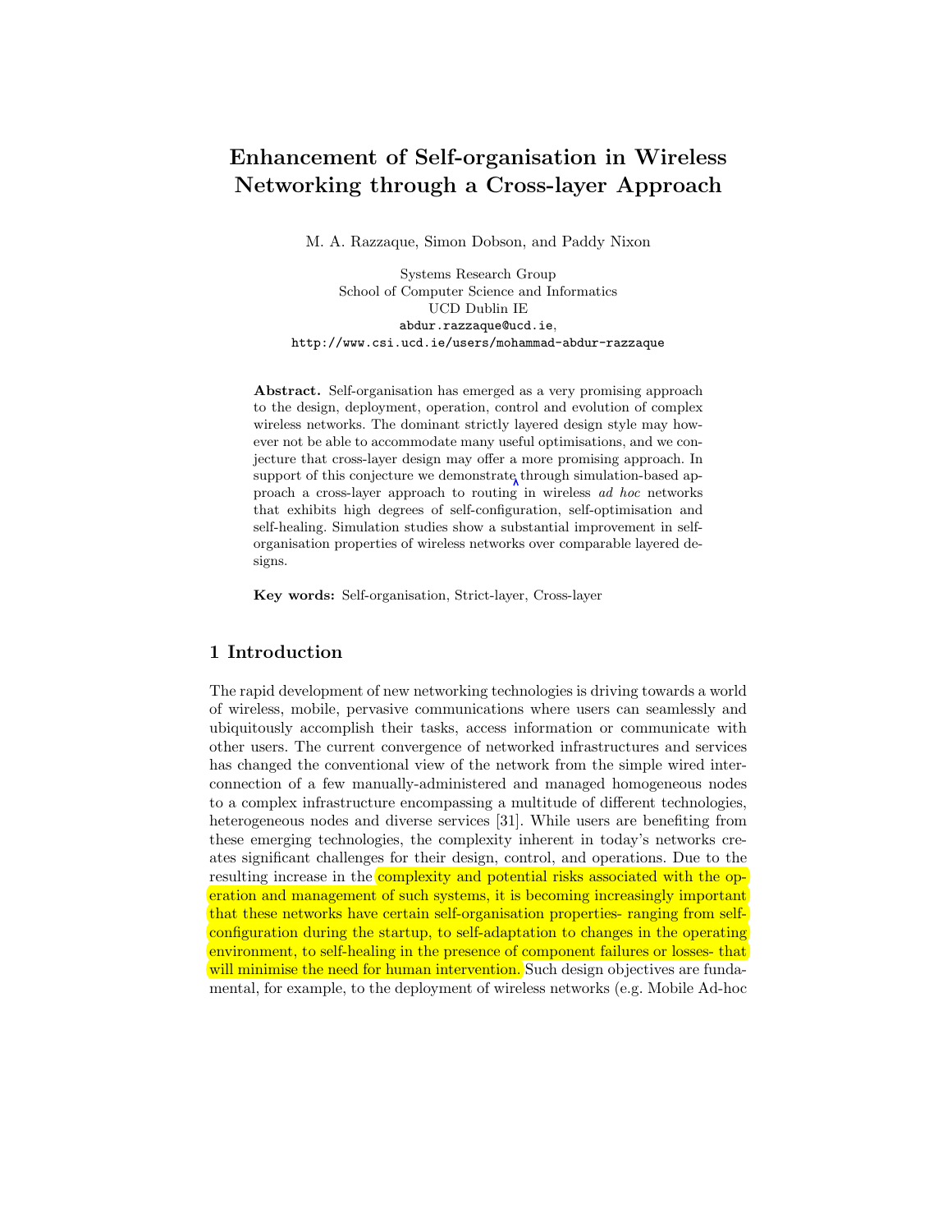# Enhancement of Self-organisation in Wireless Networking through a Cross-layer Approach

M. A. Razzaque, Simon Dobson, and Paddy Nixon

Systems Research Group
School of Computer Science and Informatics
UCD Dublin IE
abdur.razzaque@ucd.ie,
http://www.csi.ucd.ie/users/mohammad-abdur-razzaque

**Abstract.** Self-organisation has emerged as a very promising approach to the design, deployment, operation, control and evolution of complex wireless networks. The dominant strictly layered design style may however not be able to accommodate many useful optimisations, and we conjecture that cross-layer design may offer a more promising approach. In support of this conjecture we demonstrate through simulation-based approach a cross-layer approach to routing in wireless *ad hoc* networks that exhibits high degrees of self-configuration, self-optimisation and self-healing. Simulation studies show a substantial improvement in self-organisation properties of wireless networks over comparable layered designs.

**Key words:** Self-organisation, Strict-layer, Cross-layer

## 1 Introduction

The rapid development of new networking technologies is driving towards a world of wireless, mobile, pervasive communications where users can seamlessly and ubiquitously accomplish their tasks, access information or communicate with other users. The current convergence of networked infrastructures and services has changed the conventional view of the network from the simple wired interconnection of a few manually-administered and managed homogeneous nodes to a complex infrastructure encompassing a multitude of different technologies, heterogeneous nodes and diverse services [31]. While users are benefiting from these emerging technologies, the complexity inherent in today's networks creates significant challenges for their design, control, and operations. Due to the resulting increase in the complexity and potential risks associated with the operation and management of such systems, it is becoming increasingly important that these networks have certain self-organisation properties- ranging from self-configuration during the startup, to self-adaptation to changes in the operating environment, to self-healing in the presence of component failures or losses- that will minimise the need for human intervention. Such design objectives are fundamental, for example, to the deployment of wireless networks (e.g. Mobile Ad-hoc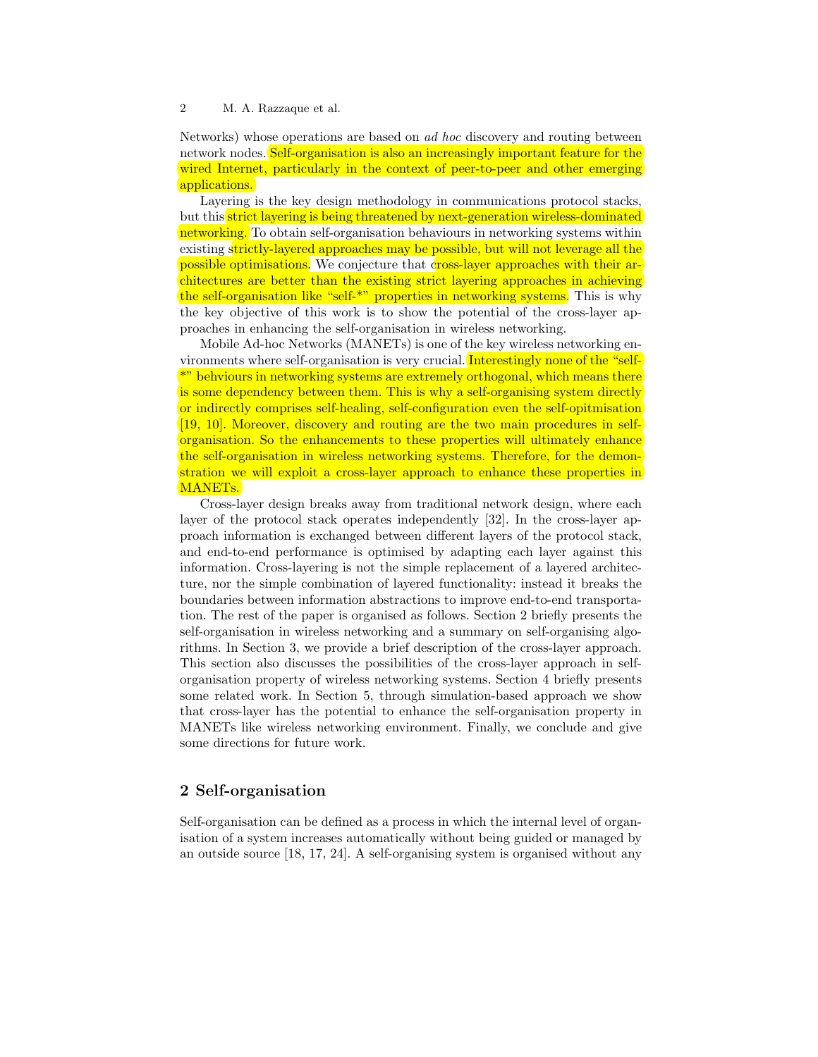Networks) whose operations are based on *ad hoc* discovery and routing between network nodes. Self-organisation is also an increasingly important feature for the wired Internet, particularly in the context of peer-to-peer and other emerging applications.

Layering is the key design methodology in communications protocol stacks, but this strict layering is being threatened by next-generation wireless-dominated networking. To obtain self-organisation behaviours in networking systems within existing strictly-layered approaches may be possible, but will not leverage all the possible optimisations. We conjecture that cross-layer approaches with their architectures are better than the existing strict layering approaches in achieving the self-organisation like "self-*" properties in networking systems. This is why the key objective of this work is to show the potential of the cross-layer approaches in enhancing the self-organisation in wireless networking.

Mobile Ad-hoc Networks (MANETs) is one of the key wireless networking environments where self-organisation is very crucial. Interestingly none of the "self-*" behviours in networking systems are extremely orthogonal, which means there is some dependency between them. This is why a self-organising system directly or indirectly comprises self-healing, self-configuration even the self-opitmisation [19, 10]. Moreover, discovery and routing are the two main procedures in self-organisation. So the enhancements to these properties will ultimately enhance the self-organisation in wireless networking systems. Therefore, for the demonstration we will exploit a cross-layer approach to enhance these properties in MANETs.

Cross-layer design breaks away from traditional network design, where each layer of the protocol stack operates independently [32]. In the cross-layer approach information is exchanged between different layers of the protocol stack, and end-to-end performance is optimised by adapting each layer against this information. Cross-layering is not the simple replacement of a layered architecture, nor the simple combination of layered functionality: instead it breaks the boundaries between information abstractions to improve end-to-end transportation. The rest of the paper is organised as follows. Section 2 briefly presents the self-organisation in wireless networking and a summary on self-organising algorithms. In Section 3, we provide a brief description of the cross-layer approach. This section also discusses the possibilities of the cross-layer approach in self-organisation property of wireless networking systems. Section 4 briefly presents some related work. In Section 5, through simulation-based approach we show that cross-layer has the potential to enhance the self-organisation property in MANETs like wireless networking environment. Finally, we conclude and give some directions for future work.

## 2 Self-organisation

Self-organisation can be defined as a process in which the internal level of organisation of a system increases automatically without being guided or managed by an outside source [18, 17, 24]. A self-organising system is organised without any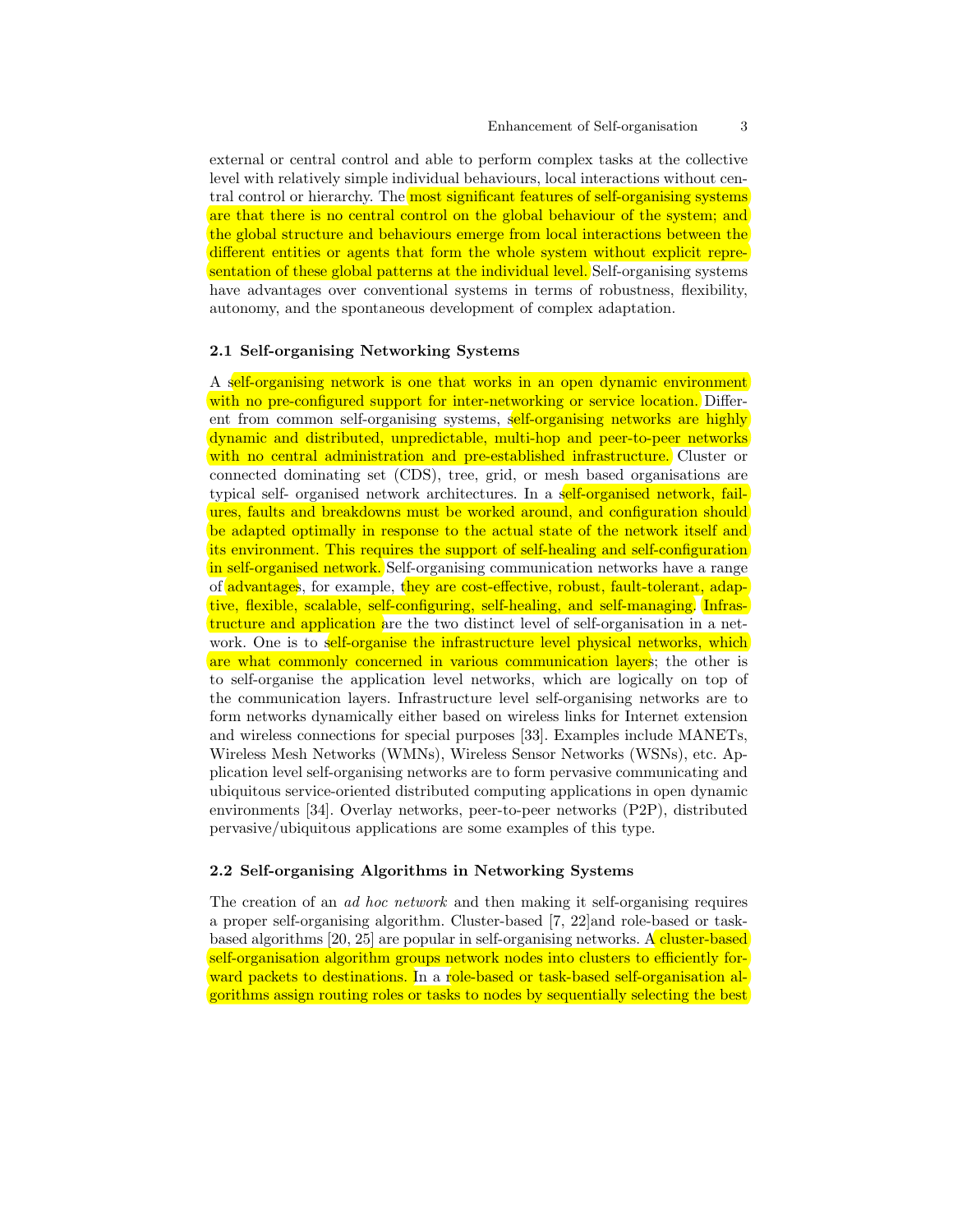external or central control and able to perform complex tasks at the collective level with relatively simple individual behaviours, local interactions without central control or hierarchy. The most significant features of self-organising systems are that there is no central control on the global behaviour of the system; and the global structure and behaviours emerge from local interactions between the different entities or agents that form the whole system without explicit representation of these global patterns at the individual level. Self-organising systems have advantages over conventional systems in terms of robustness, flexibility, autonomy, and the spontaneous development of complex adaptation.

### 2.1 Self-organising Networking Systems

A self-organising network is one that works in an open dynamic environment with no pre-configured support for inter-networking or service location. Different from common self-organising systems, self-organising networks are highly dynamic and distributed, unpredictable, multi-hop and peer-to-peer networks with no central administration and pre-established infrastructure. Cluster or connected dominating set (CDS), tree, grid, or mesh based organisations are typical self- organised network architectures. In a self-organised network, failures, faults and breakdowns must be worked around, and configuration should be adapted optimally in response to the actual state of the network itself and its environment. This requires the support of self-healing and self-configuration in self-organised network. Self-organising communication networks have a range of advantages, for example, they are cost-effective, robust, fault-tolerant, adaptive, flexible, scalable, self-configuring, self-healing, and self-managing. Infrastructure and application are the two distinct level of self-organisation in a network. One is to self-organise the infrastructure level physical networks, which are what commonly concerned in various communication layers; the other is to self-organise the application level networks, which are logically on top of the communication layers. Infrastructure level self-organising networks are to form networks dynamically either based on wireless links for Internet extension and wireless connections for special purposes [33]. Examples include MANETs, Wireless Mesh Networks (WMNs), Wireless Sensor Networks (WSNs), etc. Application level self-organising networks are to form pervasive communicating and ubiquitous service-oriented distributed computing applications in open dynamic environments [34]. Overlay networks, peer-to-peer networks (P2P), distributed pervasive/ubiquitous applications are some examples of this type.

### 2.2 Self-organising Algorithms in Networking Systems

The creation of an *ad hoc network* and then making it self-organising requires a proper self-organising algorithm. Cluster-based [7, 22]and role-based or task-based algorithms [20, 25] are popular in self-organising networks. A cluster-based self-organisation algorithm groups network nodes into clusters to efficiently forward packets to destinations. In a role-based or task-based self-organisation algorithms assign routing roles or tasks to nodes by sequentially selecting the best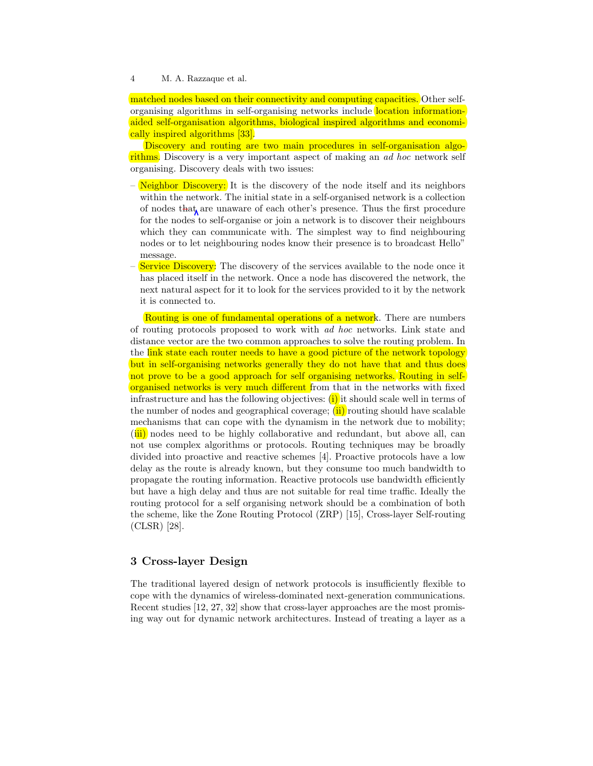matched nodes based on their connectivity and computing capacities. Other self-organising algorithms in self-organising networks include location information-aided self-organisation algorithms, biological inspired algorithms and economically inspired algorithms [33].

Discovery and routing are two main procedures in self-organisation algorithms. Discovery is a very important aspect of making an *ad hoc* network self organising. Discovery deals with two issues:

- Neighbor Discovery: It is the discovery of the node itself and its neighbors within the network. The initial state in a self-organised network is a collection of nodes that are unaware of each other's presence. Thus the first procedure for the nodes to self-organise or join a network is to discover their neighbours which they can communicate with. The simplest way to find neighbouring nodes or to let neighbouring nodes know their presence is to broadcast Hello" message.
- Service Discovery: The discovery of the services available to the node once it has placed itself in the network. Once a node has discovered the network, the next natural aspect for it to look for the services provided to it by the network it is connected to.

Routing is one of fundamental operations of a network. There are numbers of routing protocols proposed to work with *ad hoc* networks. Link state and distance vector are the two common approaches to solve the routing problem. In the link state each router needs to have a good picture of the network topology but in self-organising networks generally they do not have that and thus does not prove to be a good approach for self organising networks. Routing in self-organised networks is very much different from that in the networks with fixed infrastructure and has the following objectives: (i) it should scale well in terms of the number of nodes and geographical coverage; (ii) routing should have scalable mechanisms that can cope with the dynamism in the network due to mobility; (iii) nodes need to be highly collaborative and redundant, but above all, can not use complex algorithms or protocols. Routing techniques may be broadly divided into proactive and reactive schemes [4]. Proactive protocols have a low delay as the route is already known, but they consume too much bandwidth to propagate the routing information. Reactive protocols use bandwidth efficiently but have a high delay and thus are not suitable for real time traffic. Ideally the routing protocol for a self organising network should be a combination of both the scheme, like the Zone Routing Protocol (ZRP) [15], Cross-layer Self-routing (CLSR) [28].

## 3 Cross-layer Design

The traditional layered design of network protocols is insufficiently flexible to cope with the dynamics of wireless-dominated next-generation communications. Recent studies [12, 27, 32] show that cross-layer approaches are the most promising way out for dynamic network architectures. Instead of treating a layer as a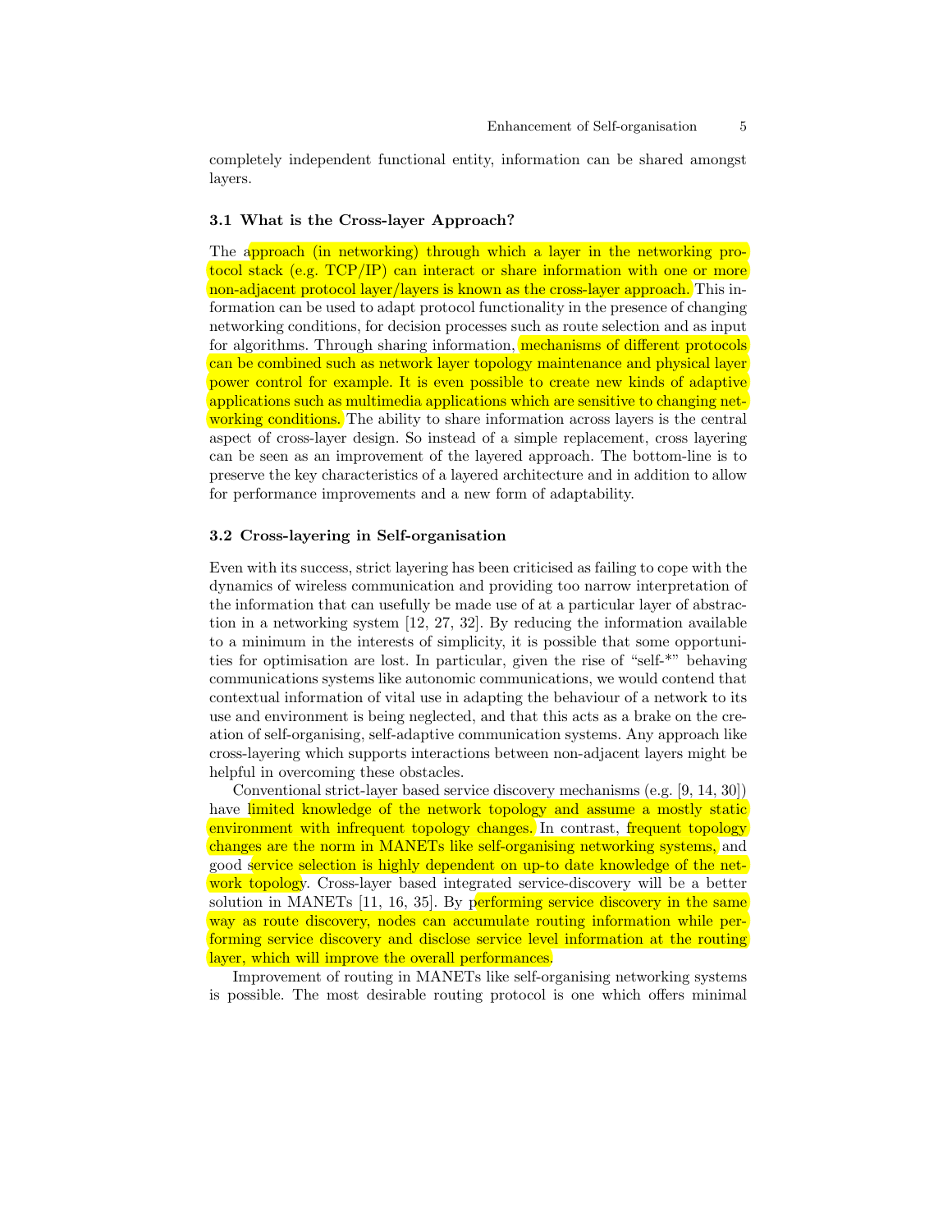completely independent functional entity, information can be shared amongst layers.

### 3.1 What is the Cross-layer Approach?

The approach (in networking) through which a layer in the networking protocol stack (e.g. TCP/IP) can interact or share information with one or more non-adjacent protocol layer/layers is known as the cross-layer approach. This information can be used to adapt protocol functionality in the presence of changing networking conditions, for decision processes such as route selection and as input for algorithms. Through sharing information, mechanisms of different protocols can be combined such as network layer topology maintenance and physical layer power control for example. It is even possible to create new kinds of adaptive applications such as multimedia applications which are sensitive to changing networking conditions. The ability to share information across layers is the central aspect of cross-layer design. So instead of a simple replacement, cross layering can be seen as an improvement of the layered approach. The bottom-line is to preserve the key characteristics of a layered architecture and in addition to allow for performance improvements and a new form of adaptability.

### 3.2 Cross-layering in Self-organisation

Even with its success, strict layering has been criticised as failing to cope with the dynamics of wireless communication and providing too narrow interpretation of the information that can usefully be made use of at a particular layer of abstraction in a networking system [12, 27, 32]. By reducing the information available to a minimum in the interests of simplicity, it is possible that some opportunities for optimisation are lost. In particular, given the rise of "self-*" behaving communications systems like autonomic communications, we would contend that contextual information of vital use in adapting the behaviour of a network to its use and environment is being neglected, and that this acts as a brake on the creation of self-organising, self-adaptive communication systems. Any approach like cross-layering which supports interactions between non-adjacent layers might be helpful in overcoming these obstacles.

Conventional strict-layer based service discovery mechanisms (e.g. [9, 14, 30]) have limited knowledge of the network topology and assume a mostly static environment with infrequent topology changes. In contrast, frequent topology changes are the norm in MANETs like self-organising networking systems, and good service selection is highly dependent on up-to date knowledge of the network topology. Cross-layer based integrated service-discovery will be a better solution in MANETs [11, 16, 35]. By performing service discovery in the same way as route discovery, nodes can accumulate routing information while performing service discovery and disclose service level information at the routing layer, which will improve the overall performances.

Improvement of routing in MANETs like self-organising networking systems is possible. The most desirable routing protocol is one which offers minimal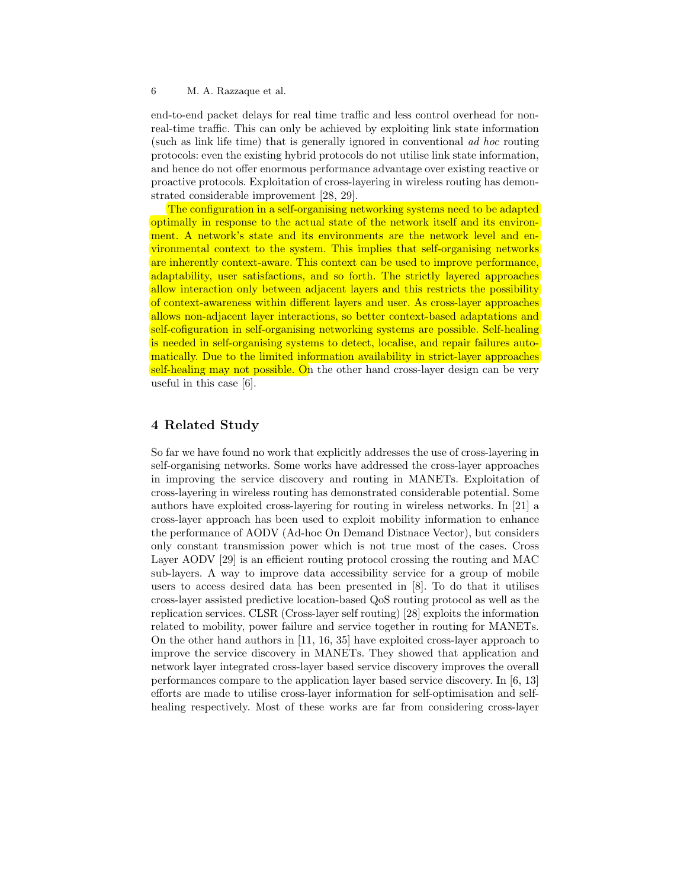end-to-end packet delays for real time traffic and less control overhead for non-real-time traffic. This can only be achieved by exploiting link state information (such as link life time) that is generally ignored in conventional *ad hoc* routing protocols: even the existing hybrid protocols do not utilise link state information, and hence do not offer enormous performance advantage over existing reactive or proactive protocols. Exploitation of cross-layering in wireless routing has demonstrated considerable improvement [28, 29].

The configuration in a self-organising networking systems need to be adapted optimally in response to the actual state of the network itself and its environment. A network's state and its environments are the network level and environmental context to the system. This implies that self-organising networks are inherently context-aware. This context can be used to improve performance, adaptability, user satisfactions, and so forth. The strictly layered approaches allow interaction only between adjacent layers and this restricts the possibility of context-awareness within different layers and user. As cross-layer approaches allows non-adjacent layer interactions, so better context-based adaptations and self-cofiguration in self-organising networking systems are possible. Self-healing is needed in self-organising systems to detect, localise, and repair failures automatically. Due to the limited information availability in strict-layer approaches self-healing may not possible. On the other hand cross-layer design can be very useful in this case [6].

## 4 Related Study

So far we have found no work that explicitly addresses the use of cross-layering in self-organising networks. Some works have addressed the cross-layer approaches in improving the service discovery and routing in MANETs. Exploitation of cross-layering in wireless routing has demonstrated considerable potential. Some authors have exploited cross-layering for routing in wireless networks. In [21] a cross-layer approach has been used to exploit mobility information to enhance the performance of AODV (Ad-hoc On Demand Distnace Vector), but considers only constant transmission power which is not true most of the cases. Cross Layer AODV [29] is an efficient routing protocol crossing the routing and MAC sub-layers. A way to improve data accessibility service for a group of mobile users to access desired data has been presented in [8]. To do that it utilises cross-layer assisted predictive location-based QoS routing protocol as well as the replication services. CLSR (Cross-layer self routing) [28] exploits the information related to mobility, power failure and service together in routing for MANETs. On the other hand authors in [11, 16, 35] have exploited cross-layer approach to improve the service discovery in MANETs. They showed that application and network layer integrated cross-layer based service discovery improves the overall performances compare to the application layer based service discovery. In [6, 13] efforts are made to utilise cross-layer information for self-optimisation and self-healing respectively. Most of these works are far from considering cross-layer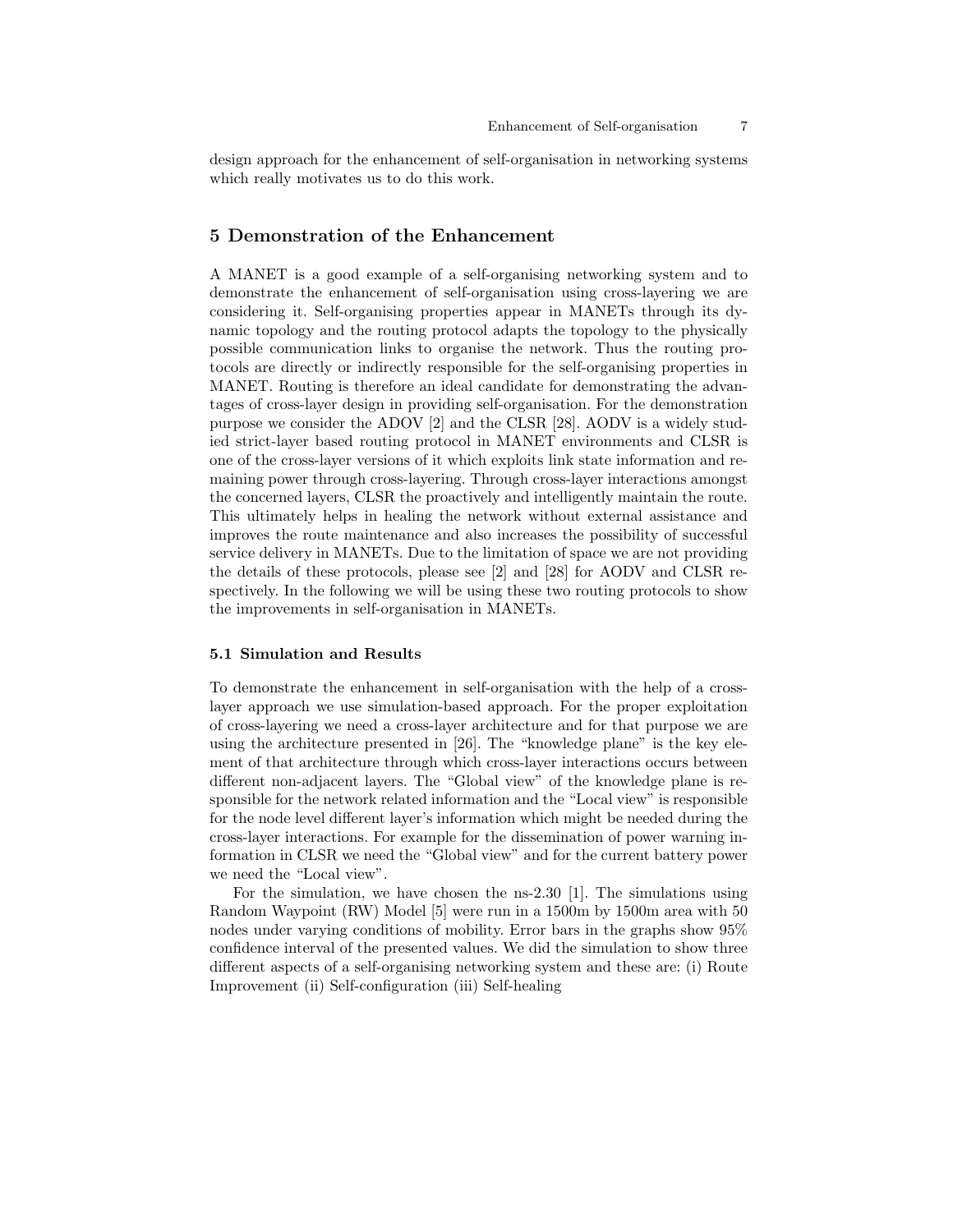design approach for the enhancement of self-organisation in networking systems which really motivates us to do this work.

## 5 Demonstration of the Enhancement

A MANET is a good example of a self-organising networking system and to demonstrate the enhancement of self-organisation using cross-layering we are considering it. Self-organising properties appear in MANETs through its dynamic topology and the routing protocol adapts the topology to the physically possible communication links to organise the network. Thus the routing protocols are directly or indirectly responsible for the self-organising properties in MANET. Routing is therefore an ideal candidate for demonstrating the advantages of cross-layer design in providing self-organisation. For the demonstration purpose we consider the ADOV [2] and the CLSR [28]. AODV is a widely studied strict-layer based routing protocol in MANET environments and CLSR is one of the cross-layer versions of it which exploits link state information and remaining power through cross-layering. Through cross-layer interactions amongst the concerned layers, CLSR the proactively and intelligently maintain the route. This ultimately helps in healing the network without external assistance and improves the route maintenance and also increases the possibility of successful service delivery in MANETs. Due to the limitation of space we are not providing the details of these protocols, please see [2] and [28] for AODV and CLSR respectively. In the following we will be using these two routing protocols to show the improvements in self-organisation in MANETs.

### 5.1 Simulation and Results

To demonstrate the enhancement in self-organisation with the help of a cross-layer approach we use simulation-based approach. For the proper exploitation of cross-layering we need a cross-layer architecture and for that purpose we are using the architecture presented in [26]. The "knowledge plane" is the key element of that architecture through which cross-layer interactions occurs between different non-adjacent layers. The "Global view" of the knowledge plane is responsible for the network related information and the "Local view" is responsible for the node level different layer's information which might be needed during the cross-layer interactions. For example for the dissemination of power warning information in CLSR we need the "Global view" and for the current battery power we need the "Local view".

For the simulation, we have chosen the ns-2.30 [1]. The simulations using Random Waypoint (RW) Model [5] were run in a 1500m by 1500m area with 50 nodes under varying conditions of mobility. Error bars in the graphs show 95% confidence interval of the presented values. We did the simulation to show three different aspects of a self-organising networking system and these are: (i) Route Improvement (ii) Self-configuration (iii) Self-healing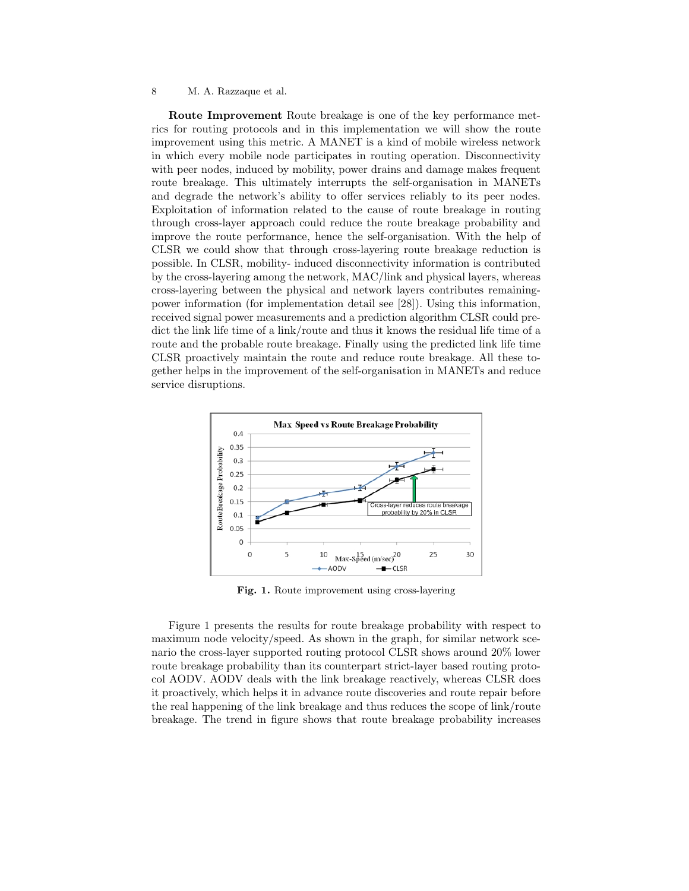**Route Improvement** Route breakage is one of the key performance metrics for routing protocols and in this implementation we will show the route improvement using this metric. A MANET is a kind of mobile wireless network in which every mobile node participates in routing operation. Disconnectivity with peer nodes, induced by mobility, power drains and damage makes frequent route breakage. This ultimately interrupts the self-organisation in MANETs and degrade the network's ability to offer services reliably to its peer nodes. Exploitation of information related to the cause of route breakage in routing through cross-layer approach could reduce the route breakage probability and improve the route performance, hence the self-organisation. With the help of CLSR we could show that through cross-layering route breakage reduction is possible. In CLSR, mobility- induced disconnectivity information is contributed by the cross-layering among the network, MAC/link and physical layers, whereas cross-layering between the physical and network layers contributes remaining-power information (for implementation detail see [28]). Using this information, received signal power measurements and a prediction algorithm CLSR could predict the link life time of a link/route and thus it knows the residual life time of a route and the probable route breakage. Finally using the predicted link life time CLSR proactively maintain the route and reduce route breakage. All these together helps in the improvement of the self-organisation in MANETs and reduce service disruptions.

**Fig. 1.** Route improvement using cross-layering

Figure 1 presents the results for route breakage probability with respect to maximum node velocity/speed. As shown in the graph, for similar network scenario the cross-layer supported routing protocol CLSR shows around 20% lower route breakage probability than its counterpart strict-layer based routing protocol AODV. AODV deals with the link breakage reactively, whereas CLSR does it proactively, which helps it in advance route discoveries and route repair before the real happening of the link breakage and thus reduces the scope of link/route breakage. The trend in figure shows that route breakage probability increases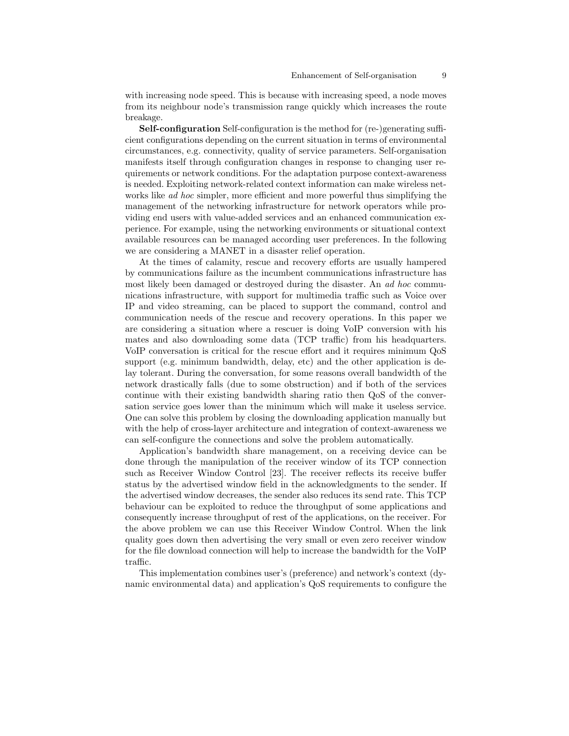with increasing node speed. This is because with increasing speed, a node moves from its neighbour node's transmission range quickly which increases the route breakage.

**Self-configuration** Self-configuration is the method for (re-)generating sufficient configurations depending on the current situation in terms of environmental circumstances, e.g. connectivity, quality of service parameters. Self-organisation manifests itself through configuration changes in response to changing user requirements or network conditions. For the adaptation purpose context-awareness is needed. Exploiting network-related context information can make wireless networks like *ad hoc* simpler, more efficient and more powerful thus simplifying the management of the networking infrastructure for network operators while providing end users with value-added services and an enhanced communication experience. For example, using the networking environments or situational context available resources can be managed according user preferences. In the following we are considering a MANET in a disaster relief operation.

At the times of calamity, rescue and recovery efforts are usually hampered by communications failure as the incumbent communications infrastructure has most likely been damaged or destroyed during the disaster. An *ad hoc* communications infrastructure, with support for multimedia traffic such as Voice over IP and video streaming, can be placed to support the command, control and communication needs of the rescue and recovery operations. In this paper we are considering a situation where a rescuer is doing VoIP conversion with his mates and also downloading some data (TCP traffic) from his headquarters. VoIP conversation is critical for the rescue effort and it requires minimum QoS support (e.g. minimum bandwidth, delay, etc) and the other application is delay tolerant. During the conversation, for some reasons overall bandwidth of the network drastically falls (due to some obstruction) and if both of the services continue with their existing bandwidth sharing ratio then QoS of the conversation service goes lower than the minimum which will make it useless service. One can solve this problem by closing the downloading application manually but with the help of cross-layer architecture and integration of context-awareness we can self-configure the connections and solve the problem automatically.

Application's bandwidth share management, on a receiving device can be done through the manipulation of the receiver window of its TCP connection such as Receiver Window Control [23]. The receiver reflects its receive buffer status by the advertised window field in the acknowledgments to the sender. If the advertised window decreases, the sender also reduces its send rate. This TCP behaviour can be exploited to reduce the throughput of some applications and consequently increase throughput of rest of the applications, on the receiver. For the above problem we can use this Receiver Window Control. When the link quality goes down then advertising the very small or even zero receiver window for the file download connection will help to increase the bandwidth for the VoIP traffic.

This implementation combines user's (preference) and network's context (dynamic environmental data) and application's QoS requirements to configure the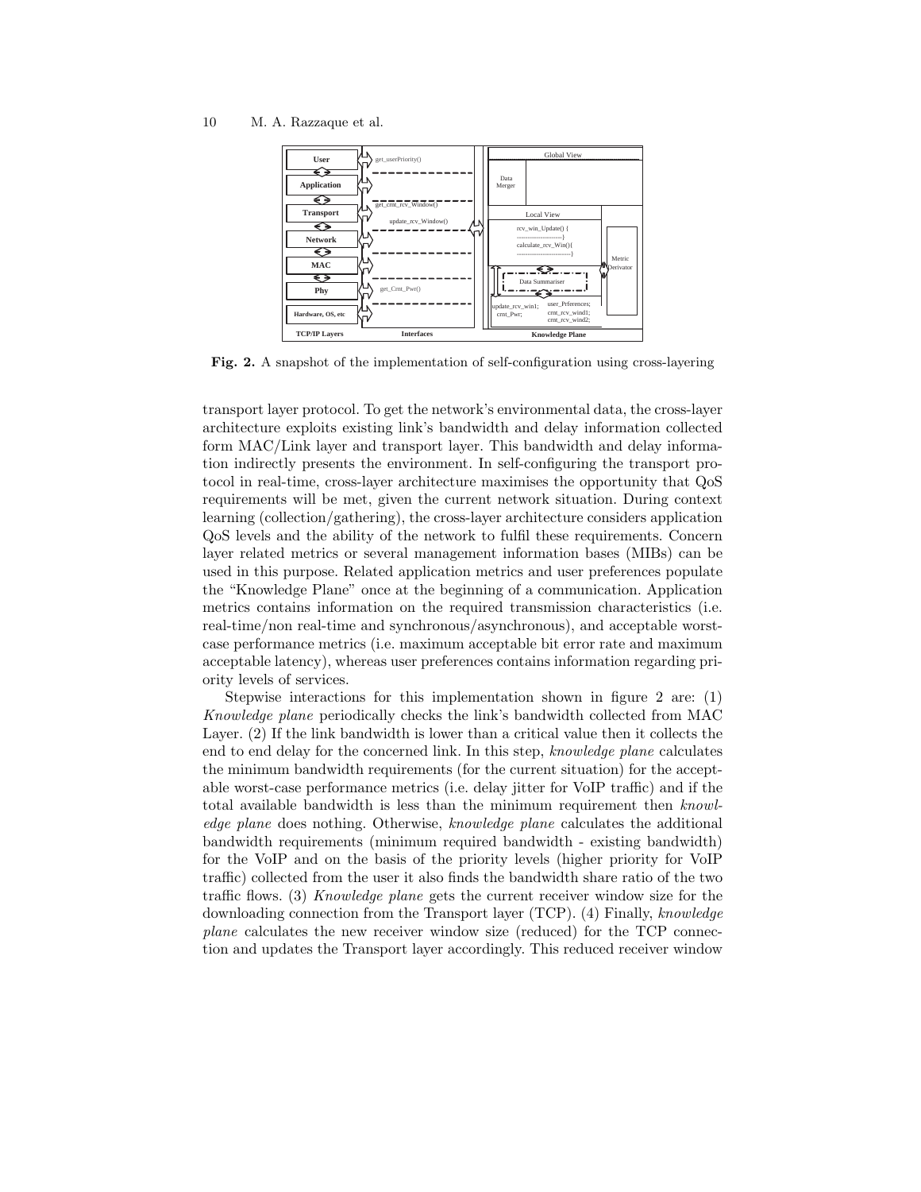**Fig. 2.** A snapshot of the implementation of self-configuration using cross-layering

transport layer protocol. To get the network's environmental data, the cross-layer architecture exploits existing link's bandwidth and delay information collected form MAC/Link layer and transport layer. This bandwidth and delay information indirectly presents the environment. In self-configuring the transport protocol in real-time, cross-layer architecture maximises the opportunity that QoS requirements will be met, given the current network situation. During context learning (collection/gathering), the cross-layer architecture considers application QoS levels and the ability of the network to fulfil these requirements. Concern layer related metrics or several management information bases (MIBs) can be used in this purpose. Related application metrics and user preferences populate the "Knowledge Plane" once at the beginning of a communication. Application metrics contains information on the required transmission characteristics (i.e. real-time/non real-time and synchronous/asynchronous), and acceptable worst-case performance metrics (i.e. maximum acceptable bit error rate and maximum acceptable latency), whereas user preferences contains information regarding priority levels of services.

Stepwise interactions for this implementation shown in figure 2 are: (1) *Knowledge plane* periodically checks the link's bandwidth collected from MAC Layer. (2) If the link bandwidth is lower than a critical value then it collects the end to end delay for the concerned link. In this step, *knowledge plane* calculates the minimum bandwidth requirements (for the current situation) for the acceptable worst-case performance metrics (i.e. delay jitter for VoIP traffic) and if the total available bandwidth is less than the minimum requirement then *knowledge plane* does nothing. Otherwise, *knowledge plane* calculates the additional bandwidth requirements (minimum required bandwidth - existing bandwidth) for the VoIP and on the basis of the priority levels (higher priority for VoIP traffic) collected from the user it also finds the bandwidth share ratio of the two traffic flows. (3) *Knowledge plane* gets the current receiver window size for the downloading connection from the Transport layer (TCP). (4) Finally, *knowledge plane* calculates the new receiver window size (reduced) for the TCP connection and updates the Transport layer accordingly. This reduced receiver window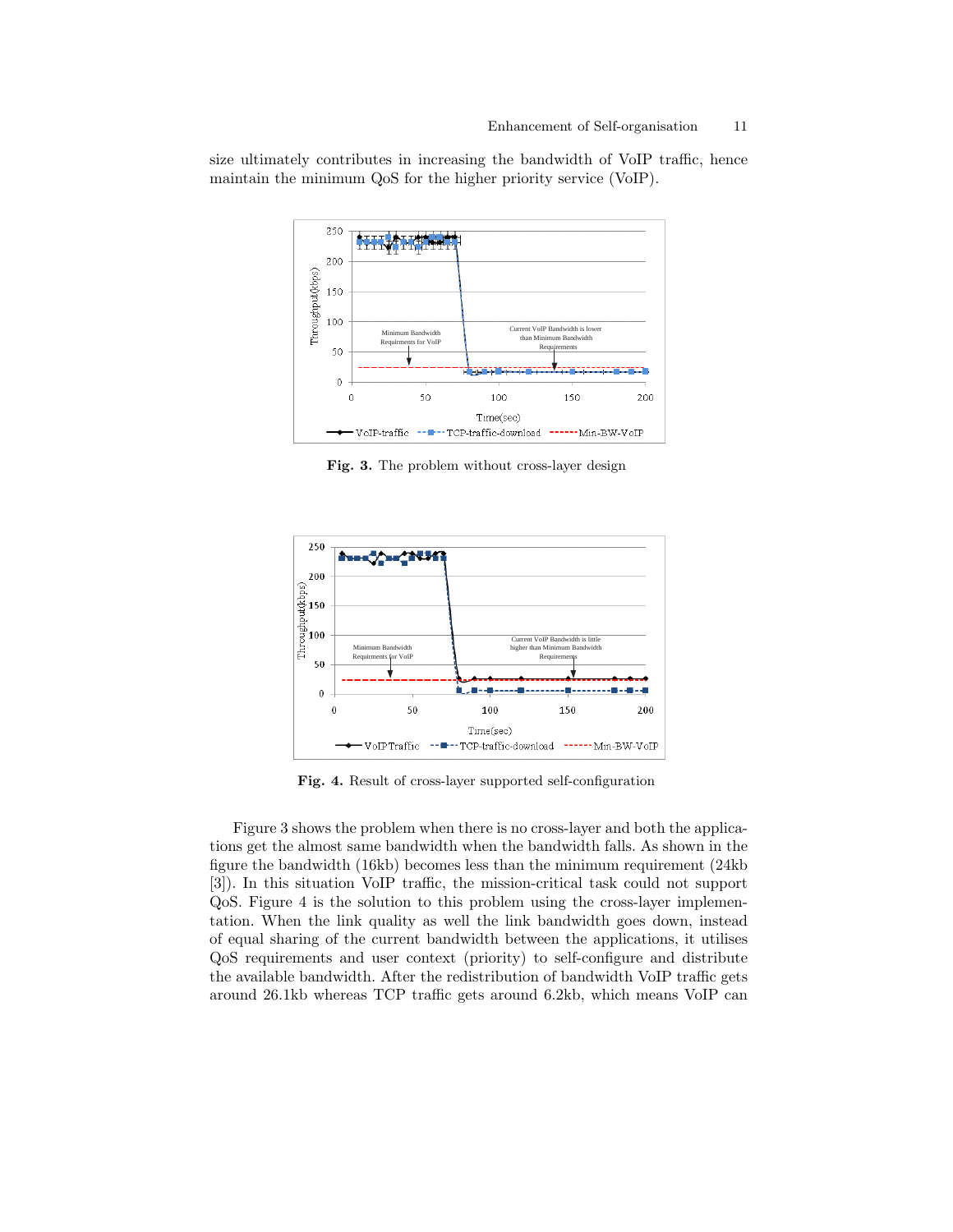size ultimately contributes in increasing the bandwidth of VoIP traffic, hence maintain the minimum QoS for the higher priority service (VoIP).

**Fig. 3.** The problem without cross-layer design

**Fig. 4.** Result of cross-layer supported self-configuration

Figure 3 shows the problem when there is no cross-layer and both the applications get the almost same bandwidth when the bandwidth falls. As shown in the figure the bandwidth (16kb) becomes less than the minimum requirement (24kb [3]). In this situation VoIP traffic, the mission-critical task could not support QoS. Figure 4 is the solution to this problem using the cross-layer implementation. When the link quality as well the link bandwidth goes down, instead of equal sharing of the current bandwidth between the applications, it utilises QoS requirements and user context (priority) to self-configure and distribute the available bandwidth. After the redistribution of bandwidth VoIP traffic gets around 26.1kb whereas TCP traffic gets around 6.2kb, which means VoIP can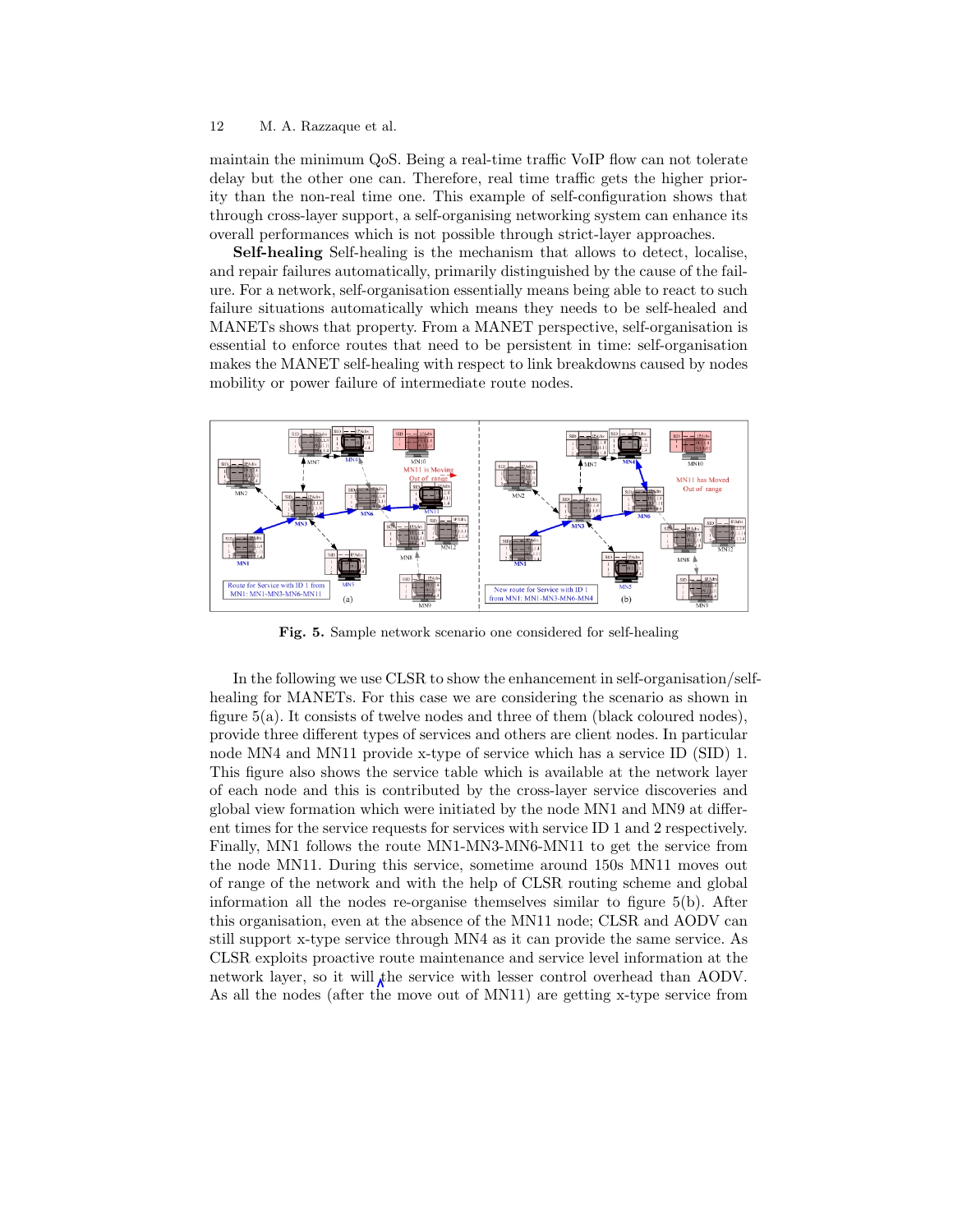maintain the minimum QoS. Being a real-time traffic VoIP flow can not tolerate delay but the other one can. Therefore, real time traffic gets the higher priority than the non-real time one. This example of self-configuration shows that through cross-layer support, a self-organising networking system can enhance its overall performances which is not possible through strict-layer approaches.

**Self-healing** Self-healing is the mechanism that allows to detect, localise, and repair failures automatically, primarily distinguished by the cause of the failure. For a network, self-organisation essentially means being able to react to such failure situations automatically which means they needs to be self-healed and MANETs shows that property. From a MANET perspective, self-organisation is essential to enforce routes that need to be persistent in time: self-organisation makes the MANET self-healing with respect to link breakdowns caused by nodes mobility or power failure of intermediate route nodes.

**Fig. 5.** Sample network scenario one considered for self-healing

In the following we use CLSR to show the enhancement in self-organisation/self-healing for MANETs. For this case we are considering the scenario as shown in figure 5(a). It consists of twelve nodes and three of them (black coloured nodes), provide three different types of services and others are client nodes. In particular node MN4 and MN11 provide x-type of service which has a service ID (SID) 1. This figure also shows the service table which is available at the network layer of each node and this is contributed by the cross-layer service discoveries and global view formation which were initiated by the node MN1 and MN9 at different times for the service requests for services with service ID 1 and 2 respectively. Finally, MN1 follows the route MN1-MN3-MN6-MN11 to get the service from the node MN11. During this service, sometime around 150s MN11 moves out of range of the network and with the help of CLSR routing scheme and global information all the nodes re-organise themselves similar to figure 5(b). After this organisation, even at the absence of the MN11 node; CLSR and AODV can still support x-type service through MN4 as it can provide the same service. As CLSR exploits proactive route maintenance and service level information at the network layer, so it will the service with lesser control overhead than AODV. As all the nodes (after the move out of MN11) are getting x-type service from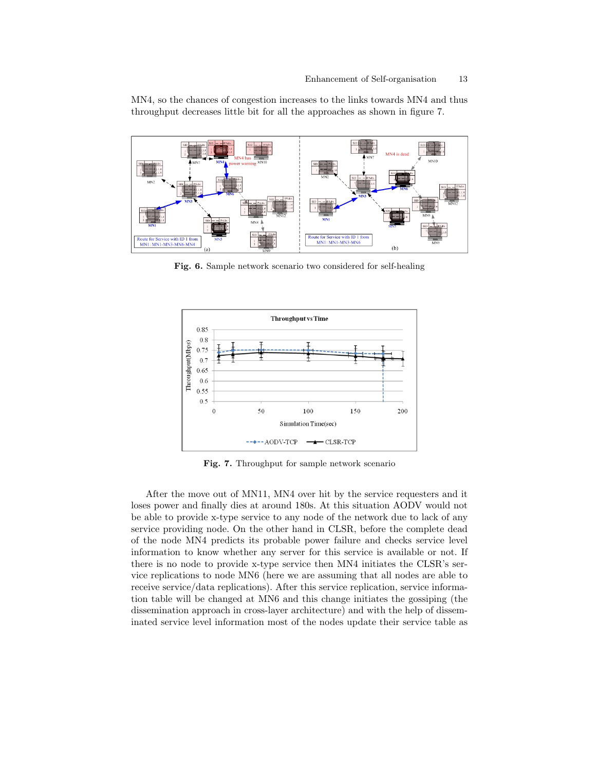MN4, so the chances of congestion increases to the links towards MN4 and thus throughput decreases little bit for all the approaches as shown in figure 7.

**Fig. 6.** Sample network scenario two considered for self-healing

**Fig. 7.** Throughput for sample network scenario

After the move out of MN11, MN4 over hit by the service requesters and it loses power and finally dies at around 180s. At this situation AODV would not be able to provide x-type service to any node of the network due to lack of any service providing node. On the other hand in CLSR, before the complete dead of the node MN4 predicts its probable power failure and checks service level information to know whether any server for this service is available or not. If there is no node to provide x-type service then MN4 initiates the CLSR's service replications to node MN6 (here we are assuming that all nodes are able to receive service/data replications). After this service replication, service information table will be changed at MN6 and this change initiates the gossiping (the dissemination approach in cross-layer architecture) and with the help of disseminated service level information most of the nodes update their service table as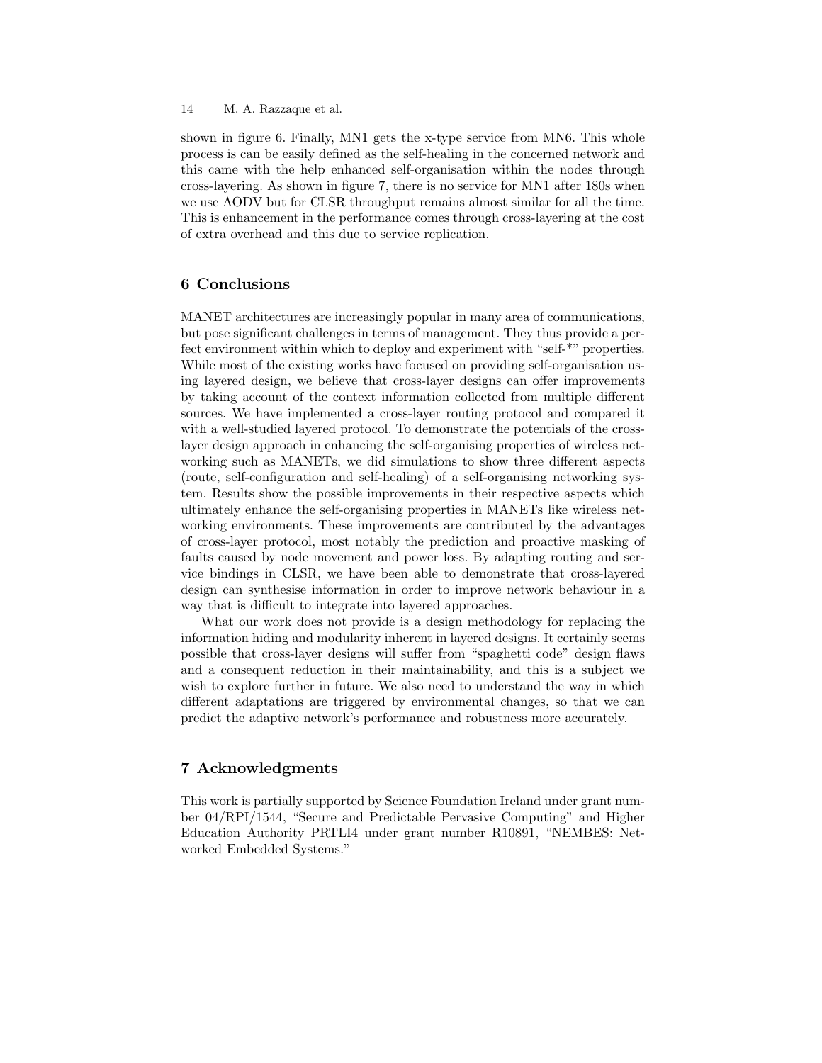shown in figure 6. Finally, MN1 gets the x-type service from MN6. This whole process is can be easily defined as the self-healing in the concerned network and this came with the help enhanced self-organisation within the nodes through cross-layering. As shown in figure 7, there is no service for MN1 after 180s when we use AODV but for CLSR throughput remains almost similar for all the time. This is enhancement in the performance comes through cross-layering at the cost of extra overhead and this due to service replication.

## 6 Conclusions

MANET architectures are increasingly popular in many area of communications, but pose significant challenges in terms of management. They thus provide a perfect environment within which to deploy and experiment with "self-*" properties. While most of the existing works have focused on providing self-organisation using layered design, we believe that cross-layer designs can offer improvements by taking account of the context information collected from multiple different sources. We have implemented a cross-layer routing protocol and compared it with a well-studied layered protocol. To demonstrate the potentials of the cross-layer design approach in enhancing the self-organising properties of wireless networking such as MANETs, we did simulations to show three different aspects (route, self-configuration and self-healing) of a self-organising networking system. Results show the possible improvements in their respective aspects which ultimately enhance the self-organising properties in MANETs like wireless networking environments. These improvements are contributed by the advantages of cross-layer protocol, most notably the prediction and proactive masking of faults caused by node movement and power loss. By adapting routing and service bindings in CLSR, we have been able to demonstrate that cross-layered design can synthesise information in order to improve network behaviour in a way that is difficult to integrate into layered approaches.

What our work does not provide is a design methodology for replacing the information hiding and modularity inherent in layered designs. It certainly seems possible that cross-layer designs will suffer from "spaghetti code" design flaws and a consequent reduction in their maintainability, and this is a subject we wish to explore further in future. We also need to understand the way in which different adaptations are triggered by environmental changes, so that we can predict the adaptive network's performance and robustness more accurately.

## 7 Acknowledgments

This work is partially supported by Science Foundation Ireland under grant number 04/RPI/1544, "Secure and Predictable Pervasive Computing" and Higher Education Authority PRTLI4 under grant number R10891, "NEMBES: Networked Embedded Systems."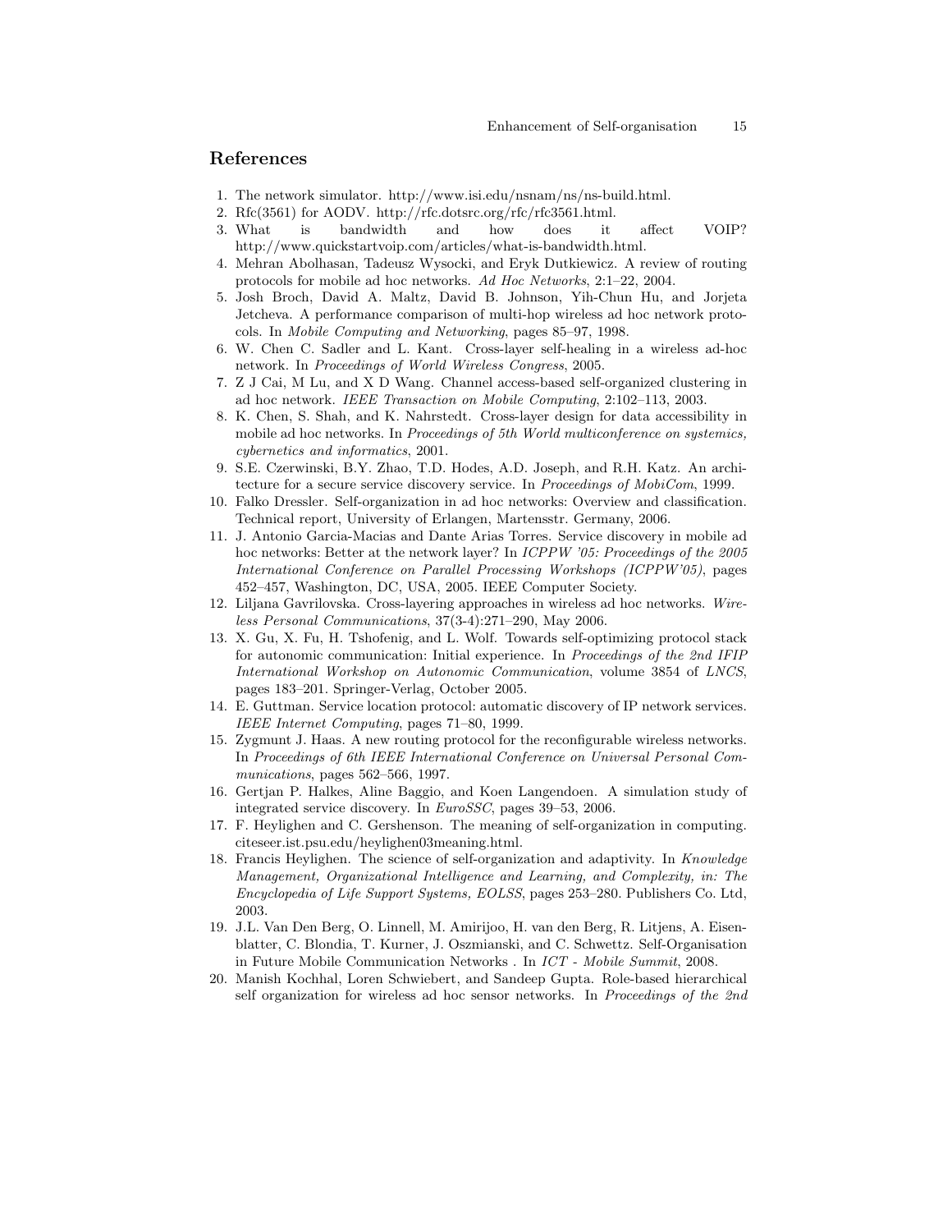## References

1. The network simulator. http://www.isi.edu/nsnam/ns/ns-build.html.
2. Rfc(3561) for AODV. http://rfc.dotsrc.org/rfc/rfc3561.html.
3. What is bandwidth and how does it affect VOIP? http://www.quickstartvoip.com/articles/what-is-bandwidth.html.
4. Mehran Abolhasan, Tadeusz Wysocki, and Eryk Dutkiewicz. A review of routing protocols for mobile ad hoc networks. *Ad Hoc Networks*, 2:1–22, 2004.
5. Josh Broch, David A. Maltz, David B. Johnson, Yih-Chun Hu, and Jorjeta Jetcheva. A performance comparison of multi-hop wireless ad hoc network protocols. In *Mobile Computing and Networking*, pages 85–97, 1998.
6. W. Chen C. Sadler and L. Kant. Cross-layer self-healing in a wireless ad-hoc network. In *Proceedings of World Wireless Congress*, 2005.
7. Z J Cai, M Lu, and X D Wang. Channel access-based self-organized clustering in ad hoc network. *IEEE Transaction on Mobile Computing*, 2:102–113, 2003.
8. K. Chen, S. Shah, and K. Nahrstedt. Cross-layer design for data accessibility in mobile ad hoc networks. In *Proceedings of 5th World multiconference on systemics, cybernetics and informatics*, 2001.
9. S.E. Czerwinski, B.Y. Zhao, T.D. Hodes, A.D. Joseph, and R.H. Katz. An architecture for a secure service discovery service. In *Proceedings of MobiCom*, 1999.
10. Falko Dressler. Self-organization in ad hoc networks: Overview and classification. Technical report, University of Erlangen, Martensstr. Germany, 2006.
11. J. Antonio Garcia-Macias and Dante Arias Torres. Service discovery in mobile ad hoc networks: Better at the network layer? In *ICPPW '05: Proceedings of the 2005 International Conference on Parallel Processing Workshops (ICPPW'05)*, pages 452–457, Washington, DC, USA, 2005. IEEE Computer Society.
12. Liljana Gavrilovska. Cross-layering approaches in wireless ad hoc networks. *Wireless Personal Communications*, 37(3-4):271–290, May 2006.
13. X. Gu, X. Fu, H. Tshofenig, and L. Wolf. Towards self-optimizing protocol stack for autonomic communication: Initial experience. In *Proceedings of the 2nd IFIP International Workshop on Autonomic Communication*, volume 3854 of *LNCS*, pages 183–201. Springer-Verlag, October 2005.
14. E. Guttman. Service location protocol: automatic discovery of IP network services. *IEEE Internet Computing*, pages 71–80, 1999.
15. Zygmunt J. Haas. A new routing protocol for the reconfigurable wireless networks. In *Proceedings of 6th IEEE International Conference on Universal Personal Communications*, pages 562–566, 1997.
16. Gertjan P. Halkes, Aline Baggio, and Koen Langendoen. A simulation study of integrated service discovery. In *EuroSSC*, pages 39–53, 2006.
17. F. Heylighen and C. Gershenson. The meaning of self-organization in computing. citeseer.ist.psu.edu/heylighen03meaning.html.
18. Francis Heylighen. The science of self-organization and adaptivity. In *Knowledge Management, Organizational Intelligence and Learning, and Complexity, in: The Encyclopedia of Life Support Systems, EOLSS*, pages 253–280. Publishers Co. Ltd, 2003.
19. J.L. Van Den Berg, O. Linnell, M. Amirijoo, H. van den Berg, R. Litjens, A. Eisenblatter, C. Blondia, T. Kurner, J. Oszmianski, and C. Schwettz. Self-Organisation in Future Mobile Communication Networks . In *ICT - Mobile Summit*, 2008.
20. Manish Kochhal, Loren Schwiebert, and Sandeep Gupta. Role-based hierarchical self organization for wireless ad hoc sensor networks. In *Proceedings of the 2nd*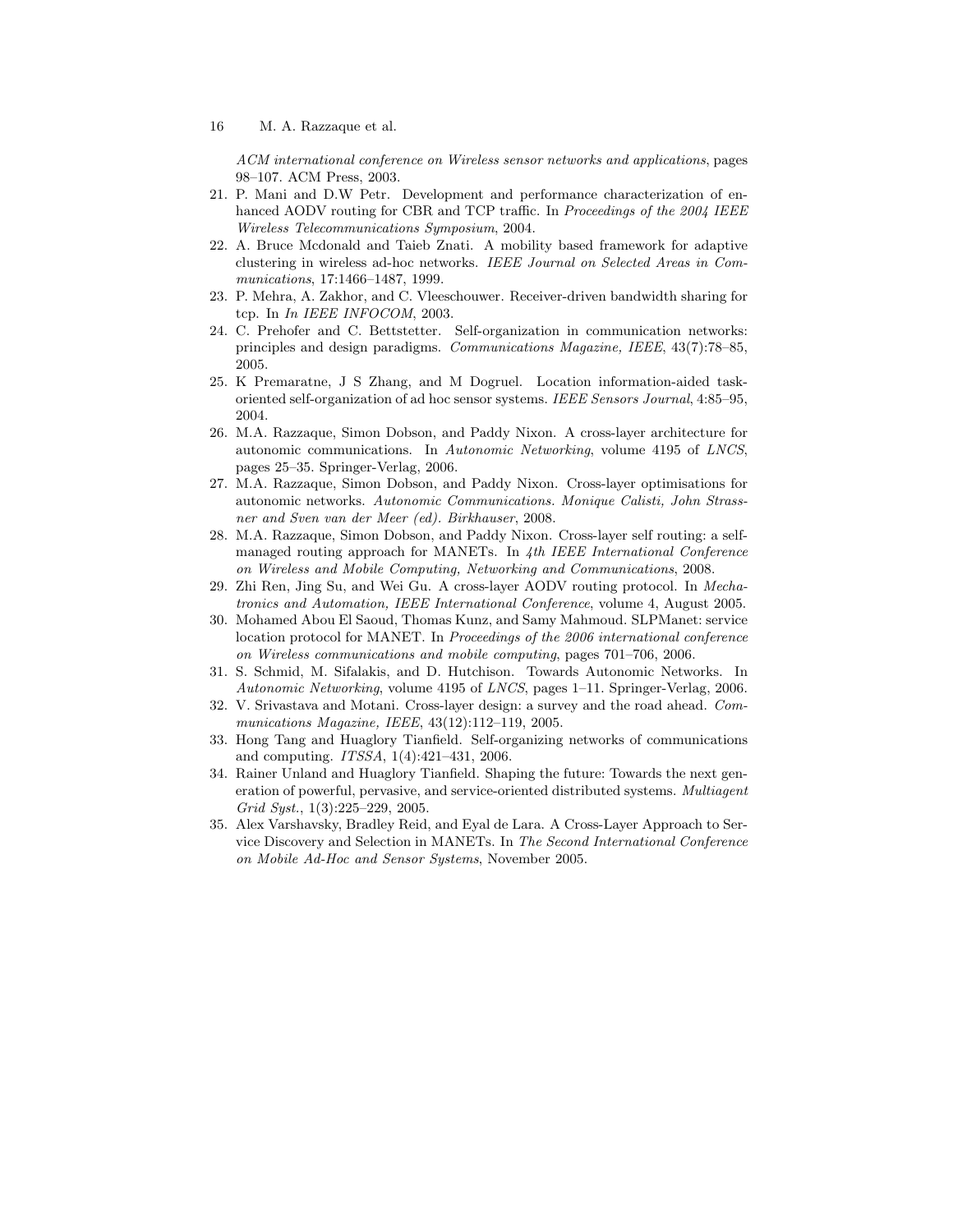ACM international conference on Wireless sensor networks and applications*, pages 98–107. ACM Press, 2003.

21. P. Mani and D.W Petr. Development and performance characterization of enhanced AODV routing for CBR and TCP traffic. In *Proceedings of the 2004 IEEE Wireless Telecommunications Symposium*, 2004.
22. A. Bruce Mcdonald and Taieb Znati. A mobility based framework for adaptive clustering in wireless ad-hoc networks. *IEEE Journal on Selected Areas in Communications*, 17:1466–1487, 1999.
23. P. Mehra, A. Zakhor, and C. Vleeschouwer. Receiver-driven bandwidth sharing for tcp. In *In IEEE INFOCOM*, 2003.
24. C. Prehofer and C. Bettstetter. Self-organization in communication networks: principles and design paradigms. *Communications Magazine, IEEE*, 43(7):78–85, 2005.
25. K Premaratne, J S Zhang, and M Dogruel. Location information-aided task-oriented self-organization of ad hoc sensor systems. *IEEE Sensors Journal*, 4:85–95, 2004.
26. M.A. Razzaque, Simon Dobson, and Paddy Nixon. A cross-layer architecture for autonomic communications. In *Autonomic Networking*, volume 4195 of *LNCS*, pages 25–35. Springer-Verlag, 2006.
27. M.A. Razzaque, Simon Dobson, and Paddy Nixon. Cross-layer optimisations for autonomic networks. *Autonomic Communications. Monique Calisti, John Strassner and Sven van der Meer (ed). Birkhauser*, 2008.
28. M.A. Razzaque, Simon Dobson, and Paddy Nixon. Cross-layer self routing: a self-managed routing approach for MANETs. In *4th IEEE International Conference on Wireless and Mobile Computing, Networking and Communications*, 2008.
29. Zhi Ren, Jing Su, and Wei Gu. A cross-layer AODV routing protocol. In *Mechatronics and Automation, IEEE International Conference*, volume 4, August 2005.
30. Mohamed Abou El Saoud, Thomas Kunz, and Samy Mahmoud. SLPManet: service location protocol for MANET. In *Proceedings of the 2006 international conference on Wireless communications and mobile computing*, pages 701–706, 2006.
31. S. Schmid, M. Sifalakis, and D. Hutchison. Towards Autonomic Networks. In *Autonomic Networking*, volume 4195 of *LNCS*, pages 1–11. Springer-Verlag, 2006.
32. V. Srivastava and Motani. Cross-layer design: a survey and the road ahead. *Communications Magazine, IEEE*, 43(12):112–119, 2005.
33. Hong Tang and Huaglory Tianfield. Self-organizing networks of communications and computing. *ITSSA*, 1(4):421–431, 2006.
34. Rainer Unland and Huaglory Tianfield. Shaping the future: Towards the next generation of powerful, pervasive, and service-oriented distributed systems. *Multiagent Grid Syst.*, 1(3):225–229, 2005.
35. Alex Varshavsky, Bradley Reid, and Eyal de Lara. A Cross-Layer Approach to Service Discovery and Selection in MANETs. In *The Second International Conference on Mobile Ad-Hoc and Sensor Systems*, November 2005.